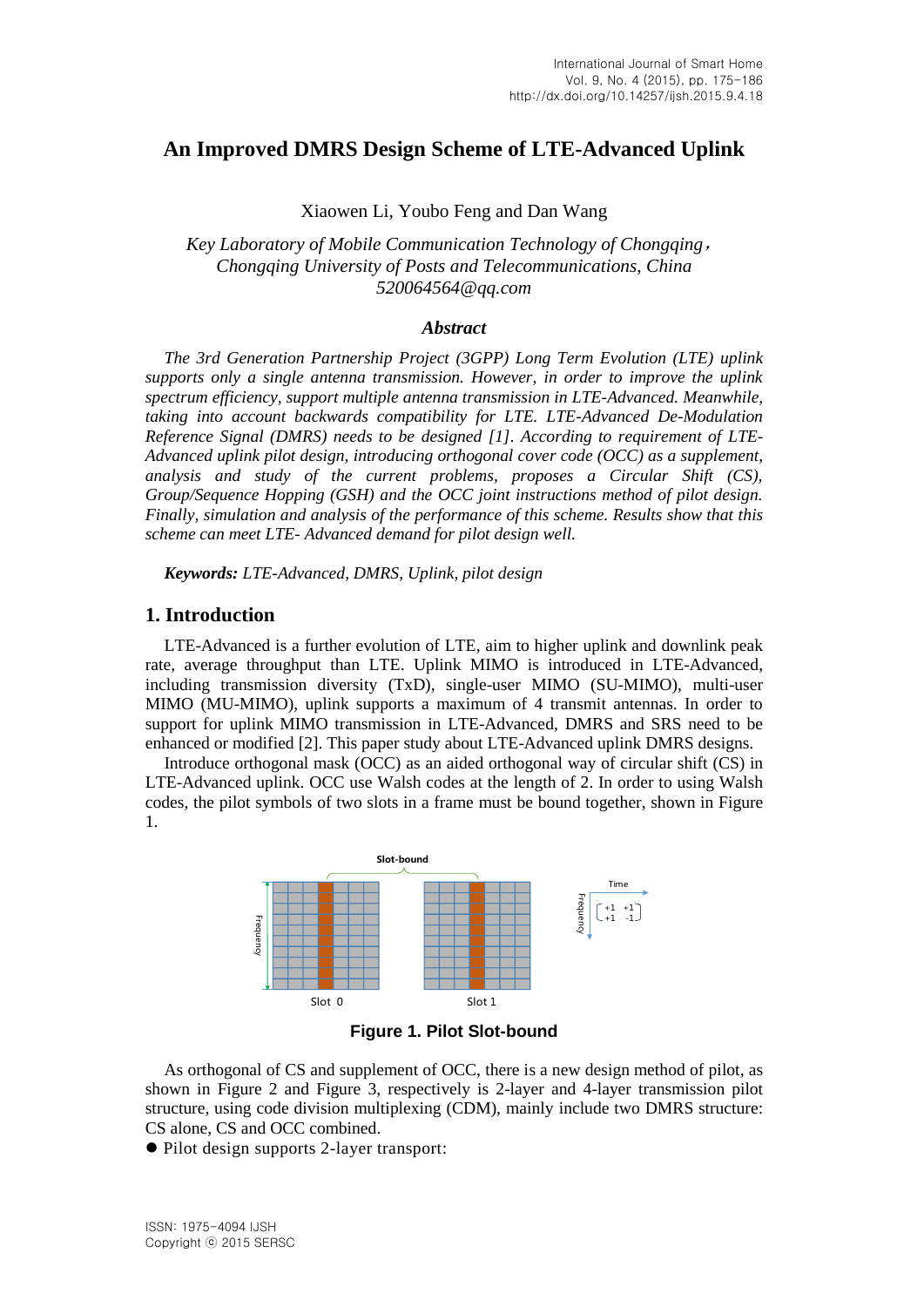# An Improved DMRS Design Scheme of LTE-Advanced Uplink

Xiaowen Li, Youbo Feng and Dan Wang

*Key Laboratory of Mobile Communication Technology of Chongqing，Chongqing University of Posts and Telecommunications, China*
*520064564@qq.com*

### *Abstract*

*The 3rd Generation Partnership Project (3GPP) Long Term Evolution (LTE) uplink supports only a single antenna transmission. However, in order to improve the uplink spectrum efficiency, support multiple antenna transmission in LTE-Advanced. Meanwhile, taking into account backwards compatibility for LTE. LTE-Advanced De-Modulation Reference Signal (DMRS) needs to be designed [1]. According to requirement of LTE-Advanced uplink pilot design, introducing orthogonal cover code (OCC) as a supplement, analysis and study of the current problems, proposes a Circular Shift (CS), Group/Sequence Hopping (GSH) and the OCC joint instructions method of pilot design. Finally, simulation and analysis of the performance of this scheme. Results show that this scheme can meet LTE- Advanced demand for pilot design well.*

***Keywords:*** *LTE-Advanced, DMRS, Uplink, pilot design*

## 1. Introduction

LTE-Advanced is a further evolution of LTE, aim to higher uplink and downlink peak rate, average throughput than LTE. Uplink MIMO is introduced in LTE-Advanced, including transmission diversity (TxD), single-user MIMO (SU-MIMO), multi-user MIMO (MU-MIMO), uplink supports a maximum of 4 transmit antennas. In order to support for uplink MIMO transmission in LTE-Advanced, DMRS and SRS need to be enhanced or modified [2]. This paper study about LTE-Advanced uplink DMRS designs.

Introduce orthogonal mask (OCC) as an aided orthogonal way of circular shift (CS) in LTE-Advanced uplink. OCC use Walsh codes at the length of 2. In order to using Walsh codes, the pilot symbols of two slots in a frame must be bound together, shown in Figure 1.

**Figure 1. Pilot Slot-bound**

As orthogonal of CS and supplement of OCC, there is a new design method of pilot, as shown in Figure 2 and Figure 3, respectively is 2-layer and 4-layer transmission pilot structure, using code division multiplexing (CDM), mainly include two DMRS structure: CS alone, CS and OCC combined.

- Pilot design supports 2-layer transport: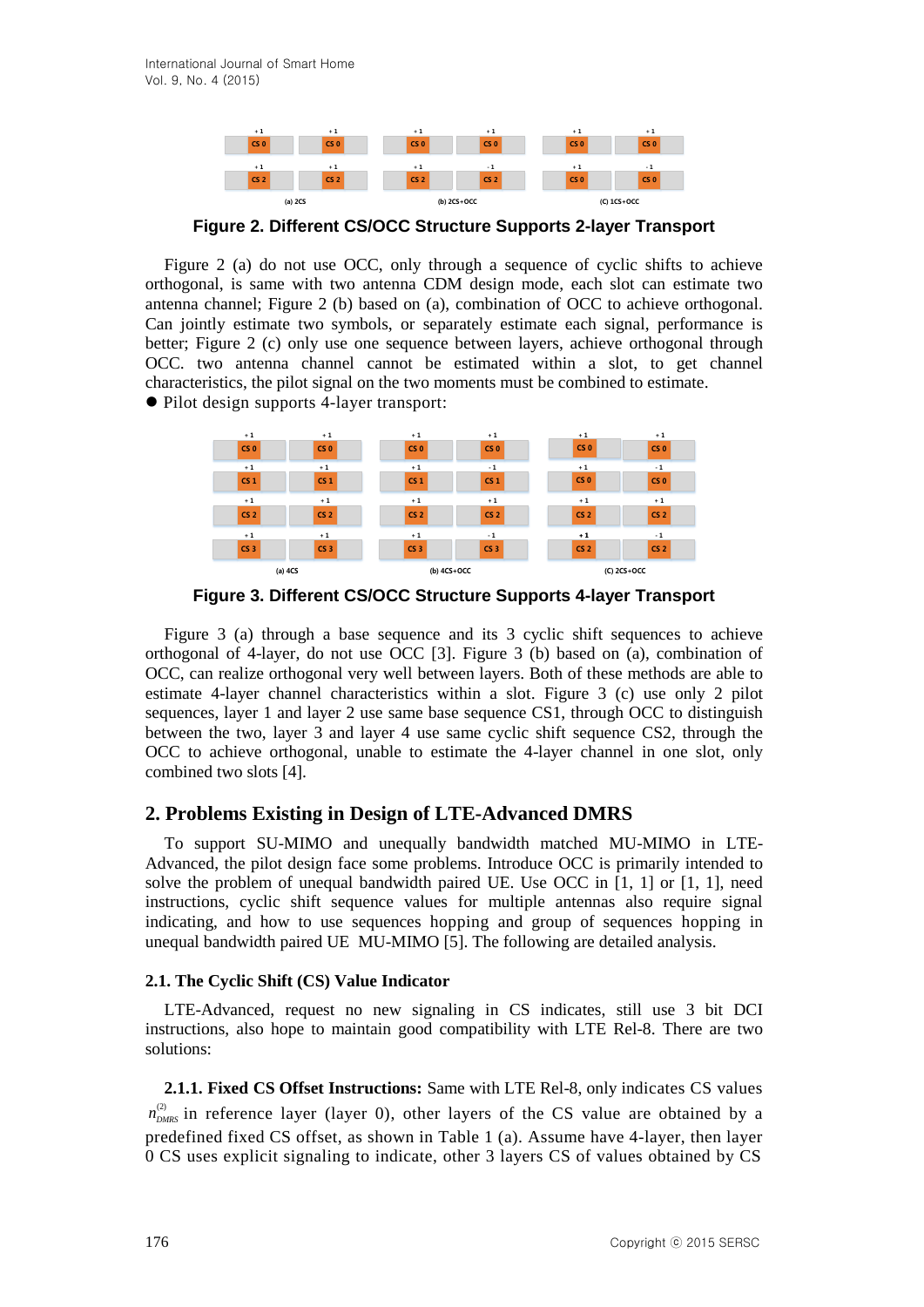**Figure 2. Different CS/OCC Structure Supports 2-layer Transport**

Figure 2 (a) do not use OCC, only through a sequence of cyclic shifts to achieve orthogonal, is same with two antenna CDM design mode, each slot can estimate two antenna channel; Figure 2 (b) based on (a), combination of OCC to achieve orthogonal. Can jointly estimate two symbols, or separately estimate each signal, performance is better; Figure 2 (c) only use one sequence between layers, achieve orthogonal through OCC. two antenna channel cannot be estimated within a slot, to get channel characteristics, the pilot signal on the two moments must be combined to estimate.

- Pilot design supports 4-layer transport:

**Figure 3. Different CS/OCC Structure Supports 4-layer Transport**

Figure 3 (a) through a base sequence and its 3 cyclic shift sequences to achieve orthogonal of 4-layer, do not use OCC [3]. Figure 3 (b) based on (a), combination of OCC, can realize orthogonal very well between layers. Both of these methods are able to estimate 4-layer channel characteristics within a slot. Figure 3 (c) use only 2 pilot sequences, layer 1 and layer 2 use same base sequence CS1, through OCC to distinguish between the two, layer 3 and layer 4 use same cyclic shift sequence CS2, through the OCC to achieve orthogonal, unable to estimate the 4-layer channel in one slot, only combined two slots [4].

## 2. Problems Existing in Design of LTE-Advanced DMRS

To support SU-MIMO and unequally bandwidth matched MU-MIMO in LTE-Advanced, the pilot design face some problems. Introduce OCC is primarily intended to solve the problem of unequal bandwidth paired UE. Use OCC in [1, 1] or [1, 1], need instructions, cyclic shift sequence values for multiple antennas also require signal indicating, and how to use sequences hopping and group of sequences hopping in unequal bandwidth paired UE MU-MIMO [5]. The following are detailed analysis.

### 2.1. The Cyclic Shift (CS) Value Indicator

LTE-Advanced, request no new signaling in CS indicates, still use 3 bit DCI instructions, also hope to maintain good compatibility with LTE Rel-8. There are two solutions:

**2.1.1. Fixed CS Offset Instructions:** Same with LTE Rel-8, only indicates CS values $n_{DMRS}^{(2)}$ in reference layer (layer 0), other layers of the CS value are obtained by a predefined fixed CS offset, as shown in Table 1 (a). Assume have 4-layer, then layer 0 CS uses explicit signaling to indicate, other 3 layers CS of values obtained by CS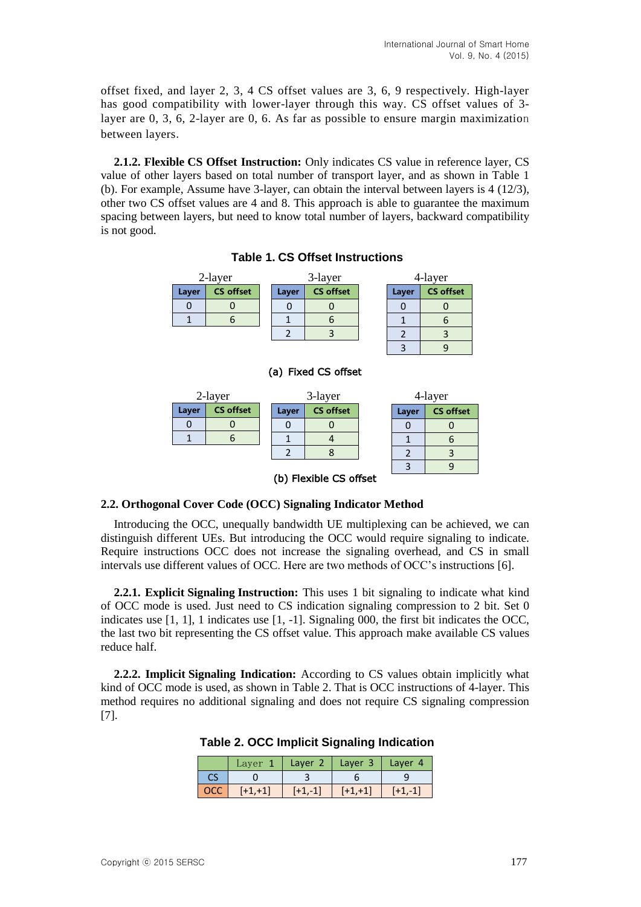offset fixed, and layer 2, 3, 4 CS offset values are 3, 6, 9 respectively. High-layer has good compatibility with lower-layer through this way. CS offset values of 3-layer are 0, 3, 6, 2-layer are 0, 6. As far as possible to ensure margin maximization between layers.

**2.1.2. Flexible CS Offset Instruction:** Only indicates CS value in reference layer, CS value of other layers based on total number of transport layer, and as shown in Table 1 (b). For example, Assume have 3-layer, can obtain the interval between layers is 4 (12/3), other two CS offset values are 4 and 8. This approach is able to guarantee the maximum spacing between layers, but need to know total number of layers, backward compatibility is not good.

**Table 1. CS Offset Instructions**

2-layer

| Layer | CS offset |
|---|---|
| 0 | 0 |
| 1 | 6 |

3-layer

| Layer | CS offset |
|---|---|
| 0 | 0 |
| 1 | 6 |
| 2 | 3 |

4-layer

| Layer | CS offset |
|---|---|
| 0 | 0 |
| 1 | 6 |
| 2 | 3 |
| 3 | 9 |

(a) Fixed CS offset

2-layer

| Layer | CS offset |
|---|---|
| 0 | 0 |
| 1 | 6 |

3-layer

| Layer | CS offset |
|---|---|
| 0 | 0 |
| 1 | 4 |
| 2 | 8 |

4-layer

| Layer | CS offset |
|---|---|
| 0 | 0 |
| 1 | 6 |
| 2 | 3 |
| 3 | 9 |

(b) Flexible CS offset

### 2.2. Orthogonal Cover Code (OCC) Signaling Indicator Method

Introducing the OCC, unequally bandwidth UE multiplexing can be achieved, we can distinguish different UEs. But introducing the OCC would require signaling to indicate. Require instructions OCC does not increase the signaling overhead, and CS in small intervals use different values of OCC. Here are two methods of OCC's instructions [6].

**2.2.1. Explicit Signaling Instruction:** This uses 1 bit signaling to indicate what kind of OCC mode is used. Just need to CS indication signaling compression to 2 bit. Set 0 indicates use [1, 1], 1 indicates use [1, -1]. Signaling 000, the first bit indicates the OCC, the last two bit representing the CS offset value. This approach make available CS values reduce half.

**2.2.2. Implicit Signaling Indication:** According to CS values obtain implicitly what kind of OCC mode is used, as shown in Table 2. That is OCC instructions of 4-layer. This method requires no additional signaling and does not require CS signaling compression [7].

**Table 2. OCC Implicit Signaling Indication**

| | Layer 1 | Layer 2 | Layer 3 | Layer 4 |
|---|---|---|---|---|
| CS | 0 | 3 | 6 | 9 |
| OCC | [+1,+1] | [+1,-1] | [+1,+1] | [+1,-1] |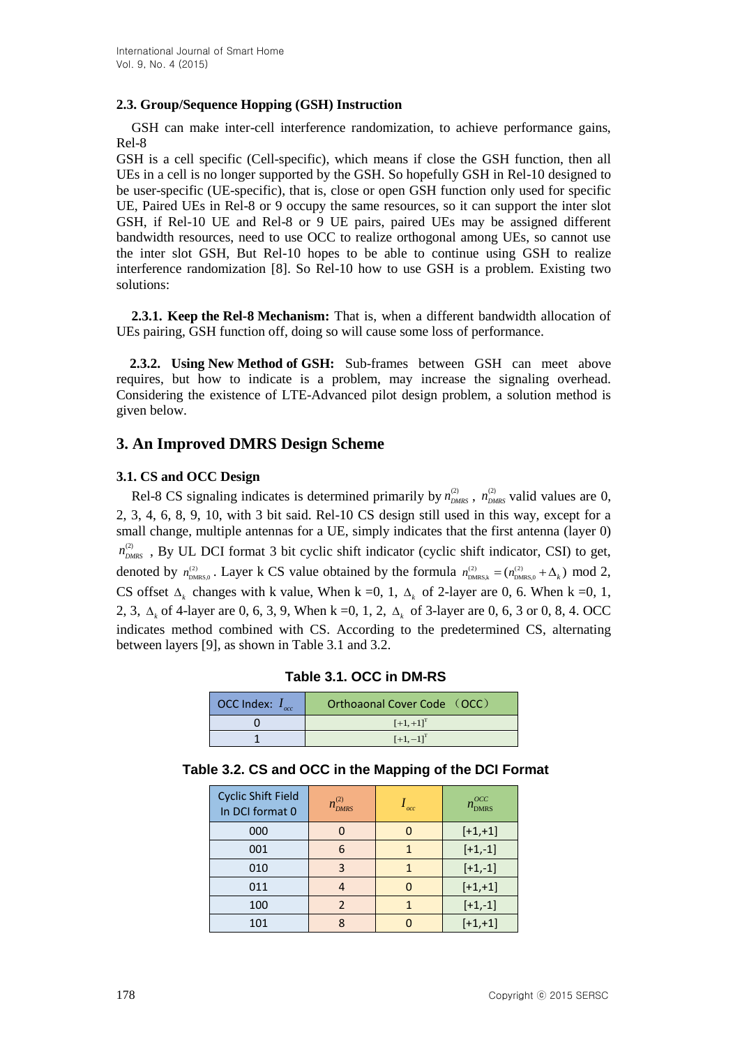### 2.3. Group/Sequence Hopping (GSH) Instruction

GSH can make inter-cell interference randomization, to achieve performance gains, Rel-8

GSH is a cell specific (Cell-specific), which means if close the GSH function, then all UEs in a cell is no longer supported by the GSH. So hopefully GSH in Rel-10 designed to be user-specific (UE-specific), that is, close or open GSH function only used for specific UE, Paired UEs in Rel-8 or 9 occupy the same resources, so it can support the inter slot GSH, if Rel-10 UE and Rel-8 or 9 UE pairs, paired UEs may be assigned different bandwidth resources, need to use OCC to realize orthogonal among UEs, so cannot use the inter slot GSH, But Rel-10 hopes to be able to continue using GSH to realize interference randomization [8]. So Rel-10 how to use GSH is a problem. Existing two solutions:

**2.3.1. Keep the Rel-8 Mechanism:** That is, when a different bandwidth allocation of UEs pairing, GSH function off, doing so will cause some loss of performance.

**2.3.2. Using New Method of GSH:** Sub-frames between GSH can meet above requires, but how to indicate is a problem, may increase the signaling overhead. Considering the existence of LTE-Advanced pilot design problem, a solution method is given below.

## 3. An Improved DMRS Design Scheme

### 3.1. CS and OCC Design

Rel-8 CS signaling indicates is determined primarily by $n_{DMRS}^{(2)}$ , $n_{DMRS}^{(2)}$ valid values are 0, 2, 3, 4, 6, 8, 9, 10, with 3 bit said. Rel-10 CS design still used in this way, except for a small change, multiple antennas for a UE, simply indicates that the first antenna (layer 0) $n_{DMRS}^{(2)}$ , By UL DCI format 3 bit cyclic shift indicator (cyclic shift indicator, CSI) to get, denoted by $n_{\mathrm{DMRS},0}^{(2)}$. Layer k CS value obtained by the formula $n_{\mathrm{DMRS},k}^{(2)} = (n_{\mathrm{DMRS},0}^{(2)} + \Delta_k)$ mod 2, CS offset $\Delta_k$ changes with k value, When k =0, 1, $\Delta_k$ of 2-layer are 0, 6. When k =0, 1, 2, 3, $\Delta_k$ of 4-layer are 0, 6, 3, 9, When k =0, 1, 2, $\Delta_k$ of 3-layer are 0, 6, 3 or 0, 8, 4. OCC indicates method combined with CS. According to the predetermined CS, alternating between layers [9], as shown in Table 3.1 and 3.2.

**Table 3.1. OCC in DM-RS**

| OCC Index: $I_{occ}$ | Orthoaonal Cover Code （OCC） |
|---|---|
| 0 | $[+1,+1]^{T}$ |
| 1 | $[+1,-1]^{T}$ |

**Table 3.2. CS and OCC in the Mapping of the DCI Format**

| Cyclic Shift Field In DCI format 0 | $n_{DMRS}^{(2)}$ | $I_{occ}$ | $n_{\mathrm{DMRS}}^{OCC}$ |
|---|---|---|---|
| 000 | 0 | 0 | [+1,+1] |
| 001 | 6 | 1 | [+1,-1] |
| 010 | 3 | 1 | [+1,-1] |
| 011 | 4 | 0 | [+1,+1] |
| 100 | 2 | 1 | [+1,-1] |
| 101 | 8 | 0 | [+1,+1] |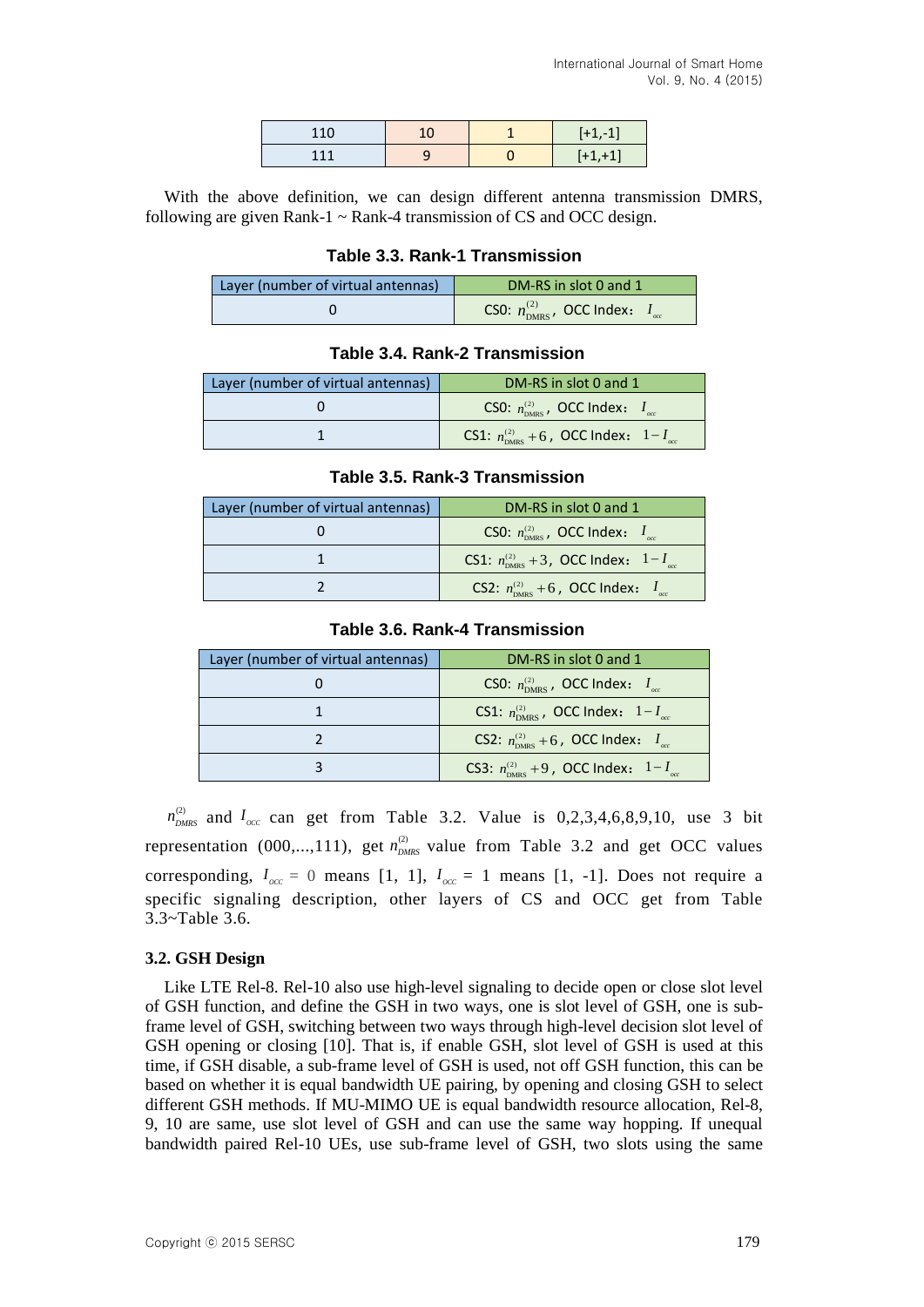| 110 | 10 | 1 | [+1,-1] |
|---|---|---|---|
| 111 | 9 | 0 | [+1,+1] |

With the above definition, we can design different antenna transmission DMRS, following are given Rank-1 ~ Rank-4 transmission of CS and OCC design.

**Table 3.3. Rank-1 Transmission**

| Layer (number of virtual antennas) | DM-RS in slot 0 and 1 |
|---|---|
| 0 | CS0: $n_{\mathrm{DMRS}}^{(2)}$, OCC Index: $I_{occ}$ |

**Table 3.4. Rank-2 Transmission**

| Layer (number of virtual antennas) | DM-RS in slot 0 and 1 |
|---|---|
| 0 | CS0: $n_{\mathrm{DMRS}}^{(2)}$, OCC Index: $I_{occ}$ |
| 1 | CS1: $n_{\mathrm{DMRS}}^{(2)}+6$, OCC Index: $1-I_{occ}$ |

**Table 3.5. Rank-3 Transmission**

| Layer (number of virtual antennas) | DM-RS in slot 0 and 1 |
|---|---|
| 0 | CS0: $n_{\mathrm{DMRS}}^{(2)}$, OCC Index: $I_{occ}$ |
| 1 | CS1: $n_{\mathrm{DMRS}}^{(2)}+3$, OCC Index: $1-I_{occ}$ |
| 2 | CS2: $n_{\mathrm{DMRS}}^{(2)}+6$, OCC Index: $I_{occ}$ |

**Table 3.6. Rank-4 Transmission**

| Layer (number of virtual antennas) | DM-RS in slot 0 and 1 |
|---|---|
| 0 | CS0: $n_{\mathrm{DMRS}}^{(2)}$, OCC Index: $I_{occ}$ |
| 1 | CS1: $n_{\mathrm{DMRS}}^{(2)}$, OCC Index: $1-I_{occ}$ |
| 2 | CS2: $n_{\mathrm{DMRS}}^{(2)}+6$, OCC Index: $I_{occ}$ |
| 3 | CS3: $n_{\mathrm{DMRS}}^{(2)}+9$, OCC Index: $1-I_{occ}$ |

$n_{DMRS}^{(2)}$ and $I_{occ}$ can get from Table 3.2. Value is 0,2,3,4,6,8,9,10, use 3 bit representation (000,...,111), get $n_{DMRS}^{(2)}$ value from Table 3.2 and get OCC values corresponding, $I_{occ}=0$ means [1, 1], $I_{occ}=1$ means [1, -1]. Does not require a specific signaling description, other layers of CS and OCC get from Table 3.3~Table 3.6.

### 3.2. GSH Design

Like LTE Rel-8. Rel-10 also use high-level signaling to decide open or close slot level of GSH function, and define the GSH in two ways, one is slot level of GSH, one is sub-frame level of GSH, switching between two ways through high-level decision slot level of GSH opening or closing [10]. That is, if enable GSH, slot level of GSH is used at this time, if GSH disable, a sub-frame level of GSH is used, not off GSH function, this can be based on whether it is equal bandwidth UE pairing, by opening and closing GSH to select different GSH methods. If MU-MIMO UE is equal bandwidth resource allocation, Rel-8, 9, 10 are same, use slot level of GSH and can use the same way hopping. If unequal bandwidth paired Rel-10 UEs, use sub-frame level of GSH, two slots using the same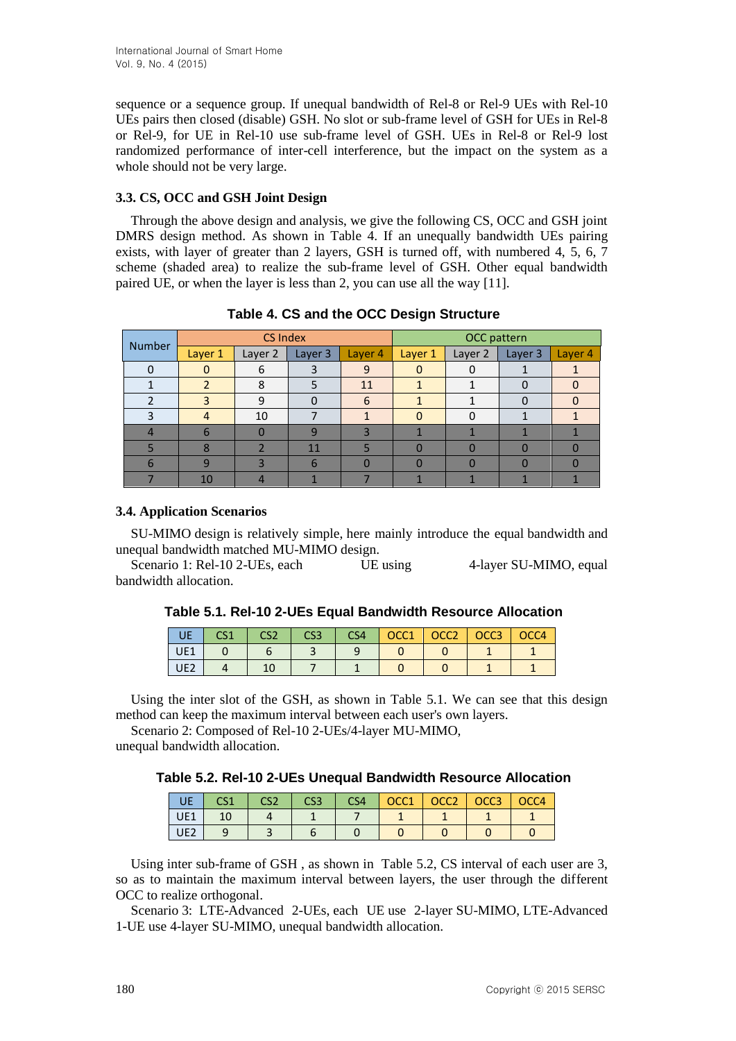sequence or a sequence group. If unequal bandwidth of Rel-8 or Rel-9 UEs with Rel-10 UEs pairs then closed (disable) GSH. No slot or sub-frame level of GSH for UEs in Rel-8 or Rel-9, for UE in Rel-10 use sub-frame level of GSH. UEs in Rel-8 or Rel-9 lost randomized performance of inter-cell interference, but the impact on the system as a whole should not be very large.

### 3.3. CS, OCC and GSH Joint Design

Through the above design and analysis, we give the following CS, OCC and GSH joint DMRS design method. As shown in Table 4. If an unequally bandwidth UEs pairing exists, with layer of greater than 2 layers, GSH is turned off, with numbered 4, 5, 6, 7 scheme (shaded area) to realize the sub-frame level of GSH. Other equal bandwidth paired UE, or when the layer is less than 2, you can use all the way [11].

**Table 4. CS and the OCC Design Structure**

| Number | CS Index | | | | OCC pattern | | | |
|---|---|---|---|---|---|---|---|---|
| | Layer 1 | Layer 2 | Layer 3 | Layer 4 | Layer 1 | Layer 2 | Layer 3 | Layer 4 |
| 0 | 0 | 6 | 3 | 9 | 0 | 0 | 1 | 1 |
| 1 | 2 | 8 | 5 | 11 | 1 | 1 | 0 | 0 |
| 2 | 3 | 9 | 0 | 6 | 1 | 1 | 0 | 0 |
| 3 | 4 | 10 | 7 | 1 | 0 | 0 | 1 | 1 |
| 4 | 6 | 0 | 9 | 3 | 1 | 1 | 1 | 1 |
| 5 | 8 | 2 | 11 | 5 | 0 | 0 | 0 | 0 |
| 6 | 9 | 3 | 6 | 0 | 0 | 0 | 0 | 0 |
| 7 | 10 | 4 | 1 | 7 | 1 | 1 | 1 | 1 |

### 3.4. Application Scenarios

SU-MIMO design is relatively simple, here mainly introduce the equal bandwidth and unequal bandwidth matched MU-MIMO design.

Scenario 1: Rel-10 2-UEs, each UE using 4-layer SU-MIMO, equal bandwidth allocation.

**Table 5.1. Rel-10 2-UEs Equal Bandwidth Resource Allocation**

| UE | CS1 | CS2 | CS3 | CS4 | OCC1 | OCC2 | OCC3 | OCC4 |
|---|---|---|---|---|---|---|---|---|
| UE1 | 0 | 6 | 3 | 9 | 0 | 0 | 1 | 1 |
| UE2 | 4 | 10 | 7 | 1 | 0 | 0 | 1 | 1 |

Using the inter slot of the GSH, as shown in Table 5.1. We can see that this design method can keep the maximum interval between each user's own layers.

Scenario 2: Composed of Rel-10 2-UEs/4-layer MU-MIMO, unequal bandwidth allocation.

**Table 5.2. Rel-10 2-UEs Unequal Bandwidth Resource Allocation**

| UE | CS1 | CS2 | CS3 | CS4 | OCC1 | OCC2 | OCC3 | OCC4 |
|---|---|---|---|---|---|---|---|---|
| UE1 | 10 | 4 | 1 | 7 | 1 | 1 | 1 | 1 |
| UE2 | 9 | 3 | 6 | 0 | 0 | 0 | 0 | 0 |

Using inter sub-frame of GSH , as shown in Table 5.2, CS interval of each user are 3, so as to maintain the maximum interval between layers, the user through the different OCC to realize orthogonal.

Scenario 3: LTE-Advanced 2-UEs, each UE use 2-layer SU-MIMO, LTE-Advanced 1-UE use 4-layer SU-MIMO, unequal bandwidth allocation.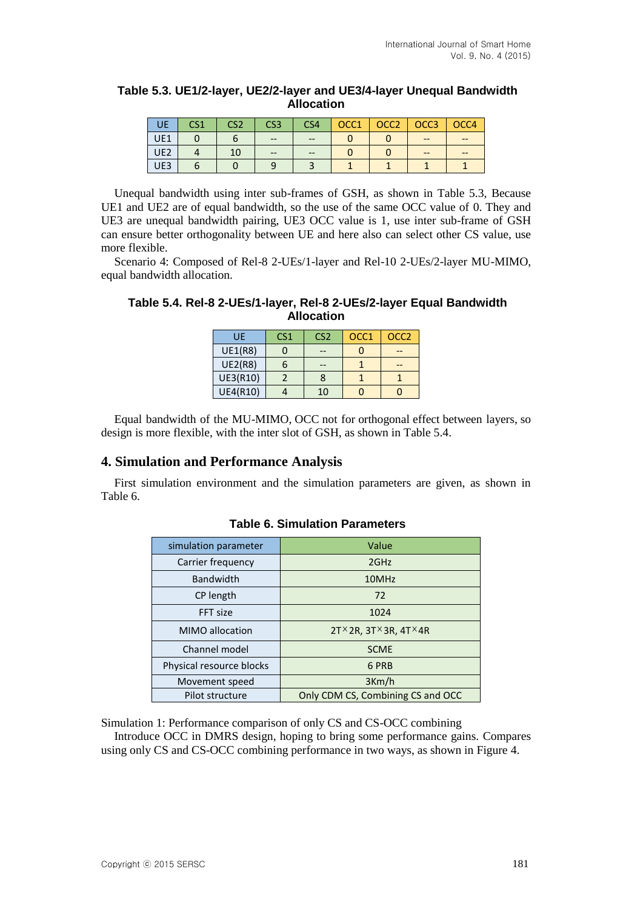**Table 5.3. UE1/2-layer, UE2/2-layer and UE3/4-layer Unequal Bandwidth Allocation**

| UE | CS1 | CS2 | CS3 | CS4 | OCC1 | OCC2 | OCC3 | OCC4 |
|---|---|---|---|---|---|---|---|---|
| UE1 | 0 | 6 | -- | -- | 0 | 0 | -- | -- |
| UE2 | 4 | 10 | -- | -- | 0 | 0 | -- | -- |
| UE3 | 6 | 0 | 9 | 3 | 1 | 1 | 1 | 1 |

Unequal bandwidth using inter sub-frames of GSH, as shown in Table 5.3, Because UE1 and UE2 are of equal bandwidth, so the use of the same OCC value of 0. They and UE3 are unequal bandwidth pairing, UE3 OCC value is 1, use inter sub-frame of GSH can ensure better orthogonality between UE and here also can select other CS value, use more flexible.

Scenario 4: Composed of Rel-8 2-UEs/1-layer and Rel-10 2-UEs/2-layer MU-MIMO, equal bandwidth allocation.

**Table 5.4. Rel-8 2-UEs/1-layer, Rel-8 2-UEs/2-layer Equal Bandwidth Allocation**

| UE | CS1 | CS2 | OCC1 | OCC2 |
|---|---|---|---|---|
| UE1(R8) | 0 | -- | 0 | -- |
| UE2(R8) | 6 | -- | 1 | -- |
| UE3(R10) | 2 | 8 | 1 | 1 |
| UE4(R10) | 4 | 10 | 0 | 0 |

Equal bandwidth of the MU-MIMO, OCC not for orthogonal effect between layers, so design is more flexible, with the inter slot of GSH, as shown in Table 5.4.

## 4. Simulation and Performance Analysis

First simulation environment and the simulation parameters are given, as shown in Table 6.

**Table 6. Simulation Parameters**

| simulation parameter | Value |
|---|---|
| Carrier frequency | 2GHz |
| Bandwidth | 10MHz |
| CP length | 72 |
| FFT size | 1024 |
| MIMO allocation | 2T×2R, 3T×3R, 4T×4R |
| Channel model | SCME |
| Physical resource blocks | 6 PRB |
| Movement speed | 3Km/h |
| Pilot structure | Only CDM CS, Combining CS and OCC |

Simulation 1: Performance comparison of only CS and CS-OCC combining

Introduce OCC in DMRS design, hoping to bring some performance gains. Compares using only CS and CS-OCC combining performance in two ways, as shown in Figure 4.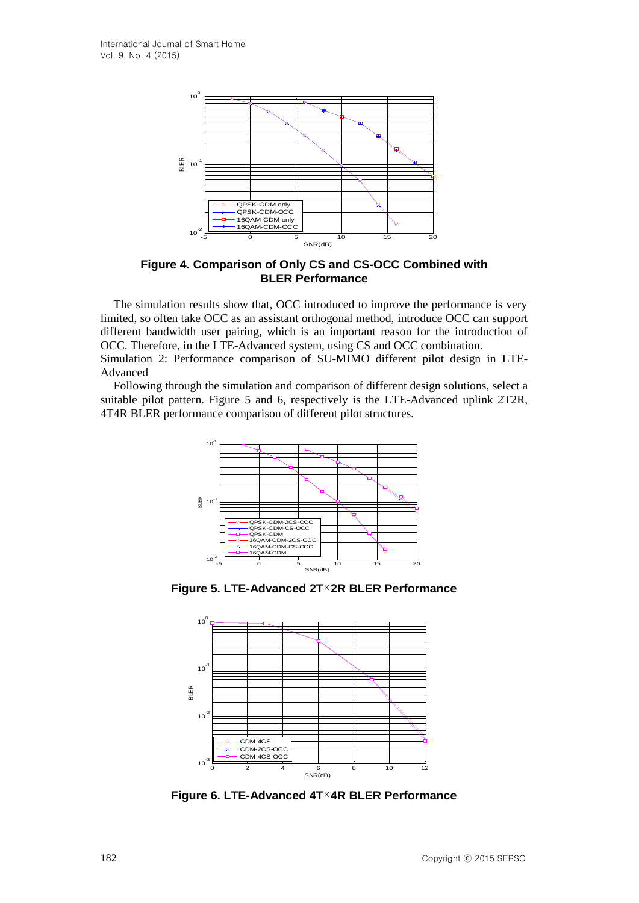**Figure 4. Comparison of Only CS and CS-OCC Combined with BLER Performance**

The simulation results show that, OCC introduced to improve the performance is very limited, so often take OCC as an assistant orthogonal method, introduce OCC can support different bandwidth user pairing, which is an important reason for the introduction of OCC. Therefore, in the LTE-Advanced system, using CS and OCC combination.

Simulation 2: Performance comparison of SU-MIMO different pilot design in LTE-Advanced

Following through the simulation and comparison of different design solutions, select a suitable pilot pattern. Figure 5 and 6, respectively is the LTE-Advanced uplink 2T2R, 4T4R BLER performance comparison of different pilot structures.

**Figure 5. LTE-Advanced 2T×2R BLER Performance**

**Figure 6. LTE-Advanced 4T×4R BLER Performance**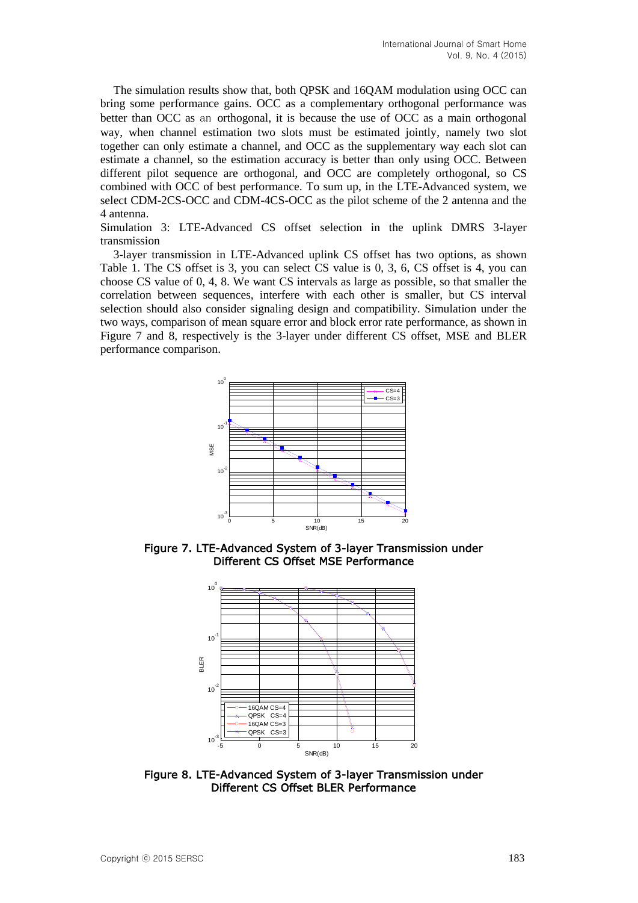The simulation results show that, both QPSK and 16QAM modulation using OCC can bring some performance gains. OCC as a complementary orthogonal performance was better than OCC as an orthogonal, it is because the use of OCC as a main orthogonal way, when channel estimation two slots must be estimated jointly, namely two slot together can only estimate a channel, and OCC as the supplementary way each slot can estimate a channel, so the estimation accuracy is better than only using OCC. Between different pilot sequence are orthogonal, and OCC are completely orthogonal, so CS combined with OCC of best performance. To sum up, in the LTE-Advanced system, we select CDM-2CS-OCC and CDM-4CS-OCC as the pilot scheme of the 2 antenna and the 4 antenna.

Simulation 3: LTE-Advanced CS offset selection in the uplink DMRS 3-layer transmission

3-layer transmission in LTE-Advanced uplink CS offset has two options, as shown Table 1. The CS offset is 3, you can select CS value is 0, 3, 6, CS offset is 4, you can choose CS value of 0, 4, 8. We want CS intervals as large as possible, so that smaller the correlation between sequences, interfere with each other is smaller, but CS interval selection should also consider signaling design and compatibility. Simulation under the two ways, comparison of mean square error and block error rate performance, as shown in Figure 7 and 8, respectively is the 3-layer under different CS offset, MSE and BLER performance comparison.

**Figure 7. LTE-Advanced System of 3-layer Transmission under Different CS Offset MSE Performance**

**Figure 8. LTE-Advanced System of 3-layer Transmission under Different CS Offset BLER Performance**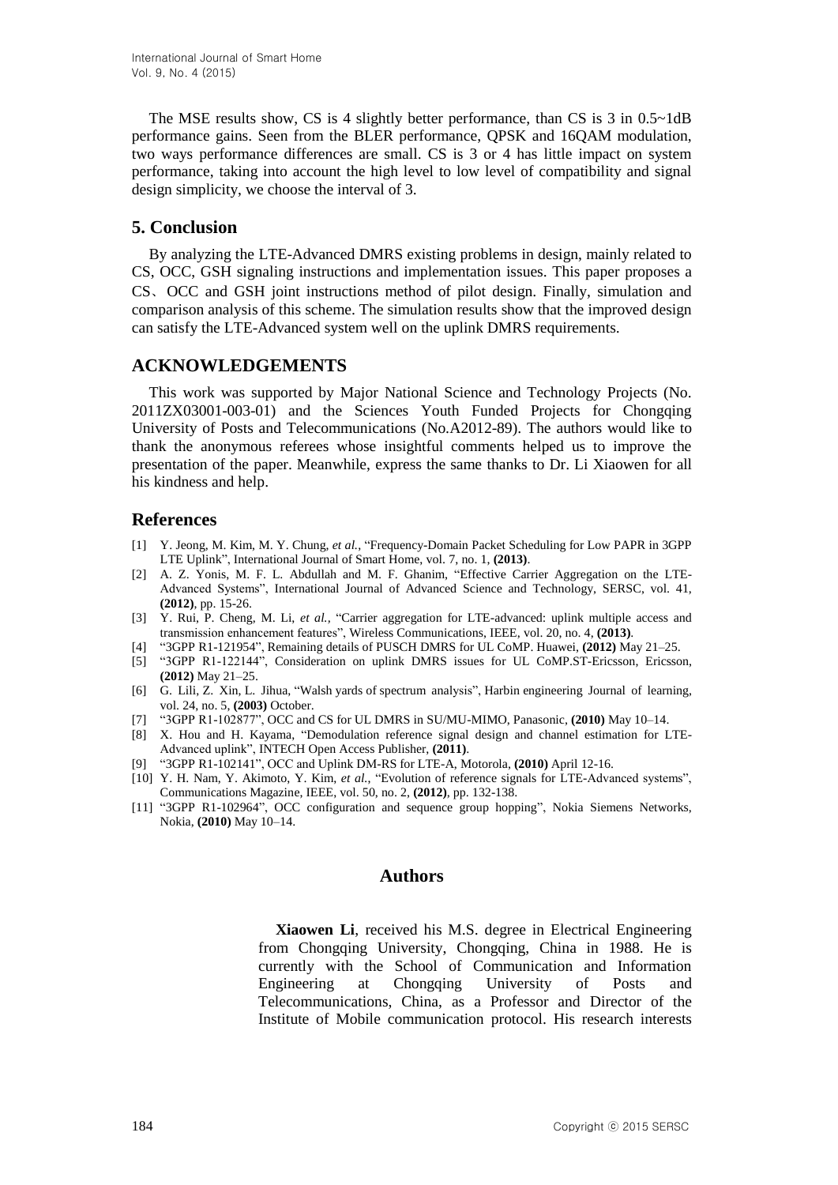The MSE results show, CS is 4 slightly better performance, than CS is 3 in 0.5~1dB performance gains. Seen from the BLER performance, QPSK and 16QAM modulation, two ways performance differences are small. CS is 3 or 4 has little impact on system performance, taking into account the high level to low level of compatibility and signal design simplicity, we choose the interval of 3.

## 5. Conclusion

By analyzing the LTE-Advanced DMRS existing problems in design, mainly related to CS, OCC, GSH signaling instructions and implementation issues. This paper proposes a CS、OCC and GSH joint instructions method of pilot design. Finally, simulation and comparison analysis of this scheme. The simulation results show that the improved design can satisfy the LTE-Advanced system well on the uplink DMRS requirements.

## ACKNOWLEDGEMENTS

This work was supported by Major National Science and Technology Projects (No. 2011ZX03001-003-01) and the Sciences Youth Funded Projects for Chongqing University of Posts and Telecommunications (No.A2012-89). The authors would like to thank the anonymous referees whose insightful comments helped us to improve the presentation of the paper. Meanwhile, express the same thanks to Dr. Li Xiaowen for all his kindness and help.

## References

[1] Y. Jeong, M. Kim, M. Y. Chung, *et al.*, "Frequency-Domain Packet Scheduling for Low PAPR in 3GPP LTE Uplink", International Journal of Smart Home, vol. 7, no. 1, **(2013)**.

[2] A. Z. Yonis, M. F. L. Abdullah and M. F. Ghanim, "Effective Carrier Aggregation on the LTE-Advanced Systems", International Journal of Advanced Science and Technology, SERSC, vol. 41, **(2012)**, pp. 15-26.

[3] Y. Rui, P. Cheng, M. Li, *et al.*, "Carrier aggregation for LTE-advanced: uplink multiple access and transmission enhancement features", Wireless Communications, IEEE, vol. 20, no. 4, **(2013)**.

[4] "3GPP R1-121954", Remaining details of PUSCH DMRS for UL CoMP. Huawei, **(2012)** May 21–25.

[5] "3GPP R1-122144", Consideration on uplink DMRS issues for UL CoMP.ST-Ericsson, Ericsson, **(2012)** May 21–25.

[6] G. Lili, Z. Xin, L. Jihua, "Walsh yards of spectrum analysis", Harbin engineering Journal of learning, vol. 24, no. 5, **(2003)** October.

[7] "3GPP R1-102877", OCC and CS for UL DMRS in SU/MU-MIMO, Panasonic, **(2010)** May 10–14.

[8] X. Hou and H. Kayama, "Demodulation reference signal design and channel estimation for LTE-Advanced uplink", INTECH Open Access Publisher, **(2011)**.

[9] "3GPP R1-102141", OCC and Uplink DM-RS for LTE-A, Motorola, **(2010)** April 12-16.

[10] Y. H. Nam, Y. Akimoto, Y. Kim, *et al.*, "Evolution of reference signals for LTE-Advanced systems", Communications Magazine, IEEE, vol. 50, no. 2, **(2012)**, pp. 132-138.

[11] "3GPP R1-102964", OCC configuration and sequence group hopping", Nokia Siemens Networks, Nokia, **(2010)** May 10–14.

## Authors

**Xiaowen Li**, received his M.S. degree in Electrical Engineering from Chongqing University, Chongqing, China in 1988. He is currently with the School of Communication and Information Engineering at Chongqing University of Posts and Telecommunications, China, as a Professor and Director of the Institute of Mobile communication protocol. His research interests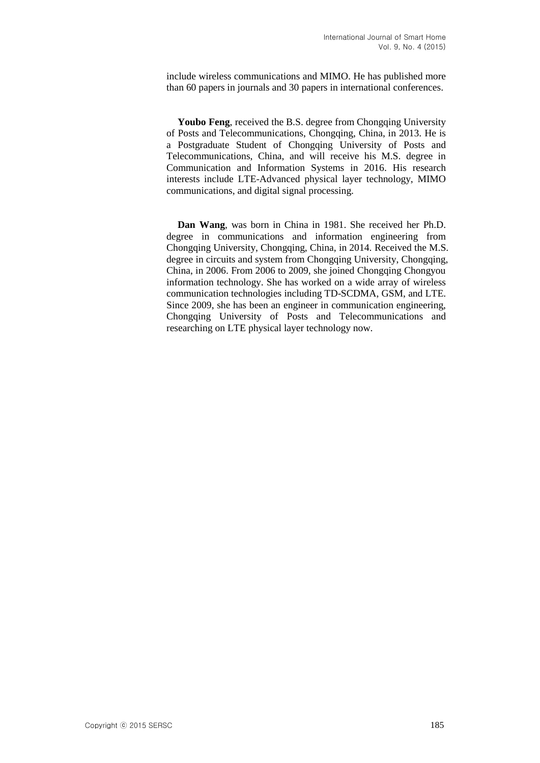include wireless communications and MIMO. He has published more than 60 papers in journals and 30 papers in international conferences.

**Youbo Feng**, received the B.S. degree from Chongqing University of Posts and Telecommunications, Chongqing, China, in 2013. He is a Postgraduate Student of Chongqing University of Posts and Telecommunications, China, and will receive his M.S. degree in Communication and Information Systems in 2016. His research interests include LTE-Advanced physical layer technology, MIMO communications, and digital signal processing.

**Dan Wang**, was born in China in 1981. She received her Ph.D. degree in communications and information engineering from Chongqing University, Chongqing, China, in 2014. Received the M.S. degree in circuits and system from Chongqing University, Chongqing, China, in 2006. From 2006 to 2009, she joined Chongqing Chongyou information technology. She has worked on a wide array of wireless communication technologies including TD-SCDMA, GSM, and LTE. Since 2009, she has been an engineer in communication engineering, Chongqing University of Posts and Telecommunications and researching on LTE physical layer technology now.